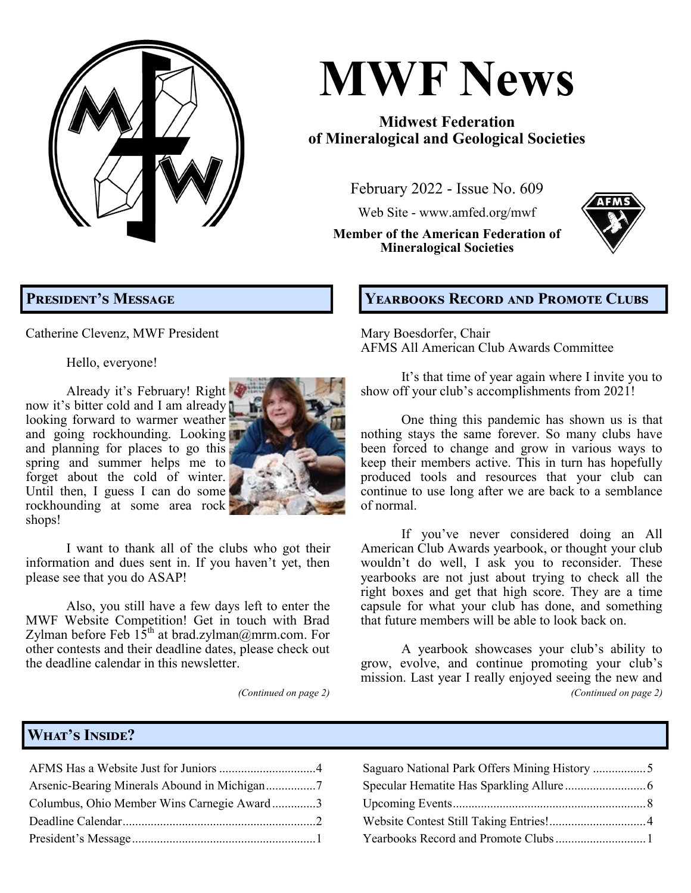# MWF News

**Midwest Federation of Mineralogical and Geological Societies**

February 2022 - Issue No. 609

Web Site - www.amfed.org/mwf

**Member of the American Federation of Mineralogical Societies**

## President's Message

Catherine Clevenz, MWF President

Hello, everyone!

Already it's February! Right now it's bitter cold and I am already looking forward to warmer weather and going rockhounding. Looking and planning for places to go this spring and summer helps me to forget about the cold of winter. Until then, I guess I can do some rockhounding at some area rock shops!

I want to thank all of the clubs who got their information and dues sent in. If you haven't yet, then please see that you do ASAP!

Also, you still have a few days left to enter the MWF Website Competition! Get in touch with Brad Zylman before Feb 15th at brad.zylman@mrm.com. For other contests and their deadline dates, please check out the deadline calendar in this newsletter.

*(Continued on page 2)*

## Yearbooks Record and Promote Clubs

Mary Boesdorfer, Chair
AFMS All American Club Awards Committee

It's that time of year again where I invite you to show off your club's accomplishments from 2021!

One thing this pandemic has shown us is that nothing stays the same forever. So many clubs have been forced to change and grow in various ways to keep their members active. This in turn has hopefully produced tools and resources that your club can continue to use long after we are back to a semblance of normal.

If you've never considered doing an All American Club Awards yearbook, or thought your club wouldn't do well, I ask you to reconsider. These yearbooks are not just about trying to check all the right boxes and get that high score. They are a time capsule for what your club has done, and something that future members will be able to look back on.

A yearbook showcases your club's ability to grow, evolve, and continue promoting your club's mission. Last year I really enjoyed seeing the new and

*(Continued on page 2)*

## What's Inside?

| | |
|---|---|
| AFMS Has a Website Just for Juniors | 4 |
| Arsenic-Bearing Minerals Abound in Michigan | 7 |
| Columbus, Ohio Member Wins Carnegie Award | 3 |
| Deadline Calendar | 2 |
| President's Message | 1 |
| Saguaro National Park Offers Mining History | 5 |
| Specular Hematite Has Sparkling Allure | 6 |
| Upcoming Events | 8 |
| Website Contest Still Taking Entries! | 4 |
| Yearbooks Record and Promote Clubs | 1 |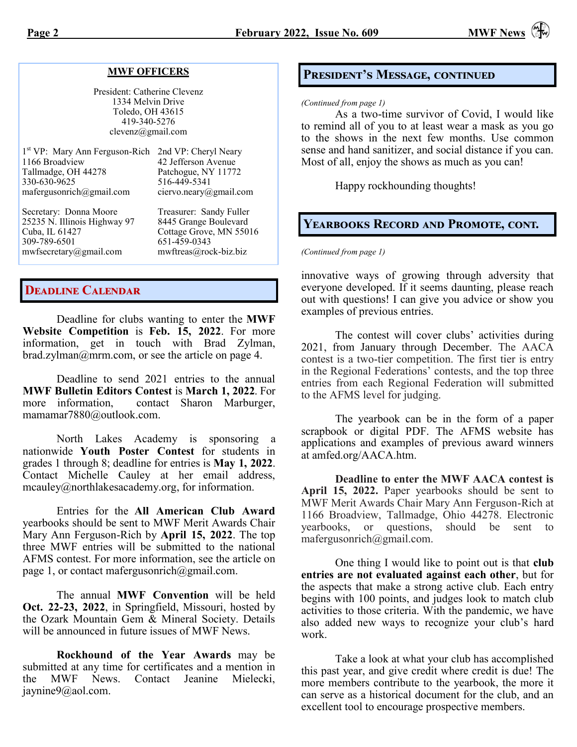## MWF OFFICERS

President: Catherine Clevenz
1334 Melvin Drive
Toledo, OH 43615
419-340-5276
clevenz@gmail.com

1st VP: Mary Ann Ferguson-Rich
1166 Broadview
Tallmadge, OH 44278
330-630-9625
mafergusonrich@gmail.com

2nd VP: Cheryl Neary
42 Jefferson Avenue
Patchogue, NY 11772
516-449-5341
ciervo.neary@gmail.com

Secretary: Donna Moore
25235 N. Illinois Highway 97
Cuba, IL 61427
309-789-6501
mwfsecretary@gmail.com

Treasurer: Sandy Fuller
8445 Grange Boulevard
Cottage Grove, MN 55016
651-459-0343
mwftreas@rock-biz.biz

## Deadline Calendar

Deadline for clubs wanting to enter the **MWF Website Competition** is **Feb. 15, 2022**. For more information, get in touch with Brad Zylman, brad.zylman@mrm.com, or see the article on page 4.

Deadline to send 2021 entries to the annual **MWF Bulletin Editors Contest** is **March 1, 2022**. For more information, contact Sharon Marburger, mamamar7880@outlook.com.

North Lakes Academy is sponsoring a nationwide **Youth Poster Contest** for students in grades 1 through 8; deadline for entries is **May 1, 2022**. Contact Michelle Cauley at her email address, mcauley@northlakesacademy.org, for information.

Entries for the **All American Club Award** yearbooks should be sent to MWF Merit Awards Chair Mary Ann Ferguson-Rich by **April 15, 2022**. The top three MWF entries will be submitted to the national AFMS contest. For more information, see the article on page 1, or contact mafergusonrich@gmail.com.

The annual **MWF Convention** will be held **Oct. 22-23, 2022**, in Springfield, Missouri, hosted by the Ozark Mountain Gem & Mineral Society. Details will be announced in future issues of MWF News.

**Rockhound of the Year Awards** may be submitted at any time for certificates and a mention in the MWF News. Contact Jeanine Mielecki, jaynine9@aol.com.

## President's Message, continued

*(Continued from page 1)*

As a two-time survivor of Covid, I would like to remind all of you to at least wear a mask as you go to the shows in the next few months. Use common sense and hand sanitizer, and social distance if you can. Most of all, enjoy the shows as much as you can!

Happy rockhounding thoughts!

## Yearbooks Record and Promote, cont.

*(Continued from page 1)*

innovative ways of growing through adversity that everyone developed. If it seems daunting, please reach out with questions! I can give you advice or show you examples of previous entries.

The contest will cover clubs' activities during 2021, from January through December. The AACA contest is a two-tier competition. The first tier is entry in the Regional Federations' contests, and the top three entries from each Regional Federation will submitted to the AFMS level for judging.

The yearbook can be in the form of a paper scrapbook or digital PDF. The AFMS website has applications and examples of previous award winners at amfed.org/AACA.htm.

**Deadline to enter the MWF AACA contest is April 15, 2022.** Paper yearbooks should be sent to MWF Merit Awards Chair Mary Ann Ferguson-Rich at 1166 Broadview, Tallmadge, Ohio 44278. Electronic yearbooks, or questions, should be sent to mafergusonrich@gmail.com.

One thing I would like to point out is that **club entries are not evaluated against each other**, but for the aspects that make a strong active club. Each entry begins with 100 points, and judges look to match club activities to those criteria. With the pandemic, we have also added new ways to recognize your club's hard work.

Take a look at what your club has accomplished this past year, and give credit where credit is due! The more members contribute to the yearbook, the more it can serve as a historical document for the club, and an excellent tool to encourage prospective members.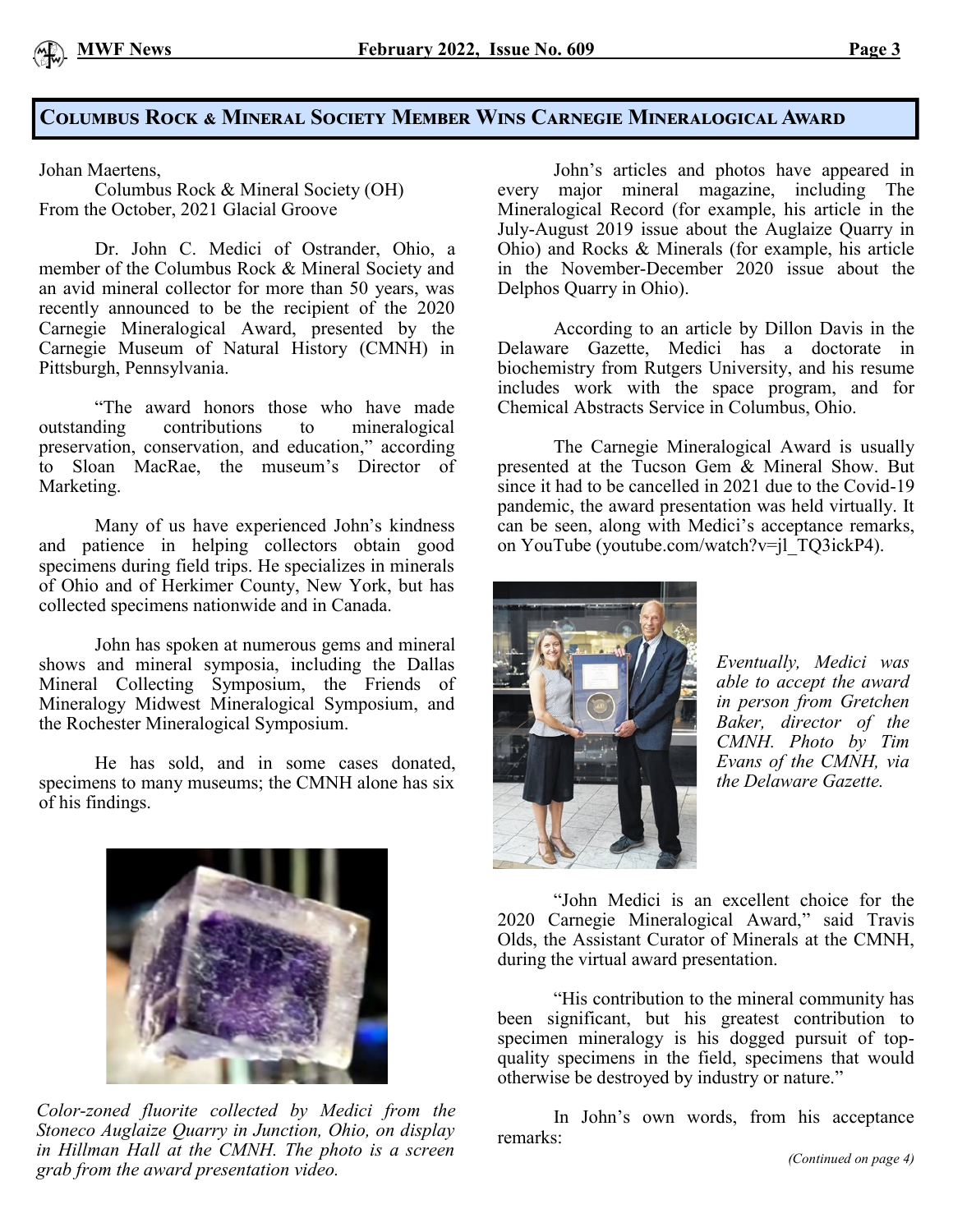## Columbus Rock & Mineral Society Member Wins Carnegie Mineralogical Award

Johan Maertens,
Columbus Rock & Mineral Society (OH)
From the October, 2021 Glacial Groove

Dr. John C. Medici of Ostrander, Ohio, a member of the Columbus Rock & Mineral Society and an avid mineral collector for more than 50 years, was recently announced to be the recipient of the 2020 Carnegie Mineralogical Award, presented by the Carnegie Museum of Natural History (CMNH) in Pittsburgh, Pennsylvania.

"The award honors those who have made outstanding contributions to mineralogical preservation, conservation, and education," according to Sloan MacRae, the museum's Director of Marketing.

Many of us have experienced John's kindness and patience in helping collectors obtain good specimens during field trips. He specializes in minerals of Ohio and of Herkimer County, New York, but has collected specimens nationwide and in Canada.

John has spoken at numerous gems and mineral shows and mineral symposia, including the Dallas Mineral Collecting Symposium, the Friends of Mineralogy Midwest Mineralogical Symposium, and the Rochester Mineralogical Symposium.

He has sold, and in some cases donated, specimens to many museums; the CMNH alone has six of his findings.

*Color-zoned fluorite collected by Medici from the Stoneco Auglaize Quarry in Junction, Ohio, on display in Hillman Hall at the CMNH. The photo is a screen grab from the award presentation video.*

John's articles and photos have appeared in every major mineral magazine, including The Mineralogical Record (for example, his article in the July-August 2019 issue about the Auglaize Quarry in Ohio) and Rocks & Minerals (for example, his article in the November-December 2020 issue about the Delphos Quarry in Ohio).

According to an article by Dillon Davis in the Delaware Gazette, Medici has a doctorate in biochemistry from Rutgers University, and his resume includes work with the space program, and for Chemical Abstracts Service in Columbus, Ohio.

The Carnegie Mineralogical Award is usually presented at the Tucson Gem & Mineral Show. But since it had to be cancelled in 2021 due to the Covid-19 pandemic, the award presentation was held virtually. It can be seen, along with Medici's acceptance remarks, on YouTube (youtube.com/watch?v=jl_TQ3ickP4).

*Eventually, Medici was able to accept the award in person from Gretchen Baker, director of the CMNH. Photo by Tim Evans of the CMNH, via the Delaware Gazette.*

"John Medici is an excellent choice for the 2020 Carnegie Mineralogical Award," said Travis Olds, the Assistant Curator of Minerals at the CMNH, during the virtual award presentation.

"His contribution to the mineral community has been significant, but his greatest contribution to specimen mineralogy is his dogged pursuit of top-quality specimens in the field, specimens that would otherwise be destroyed by industry or nature."

In John's own words, from his acceptance remarks:

*(Continued on page 4)*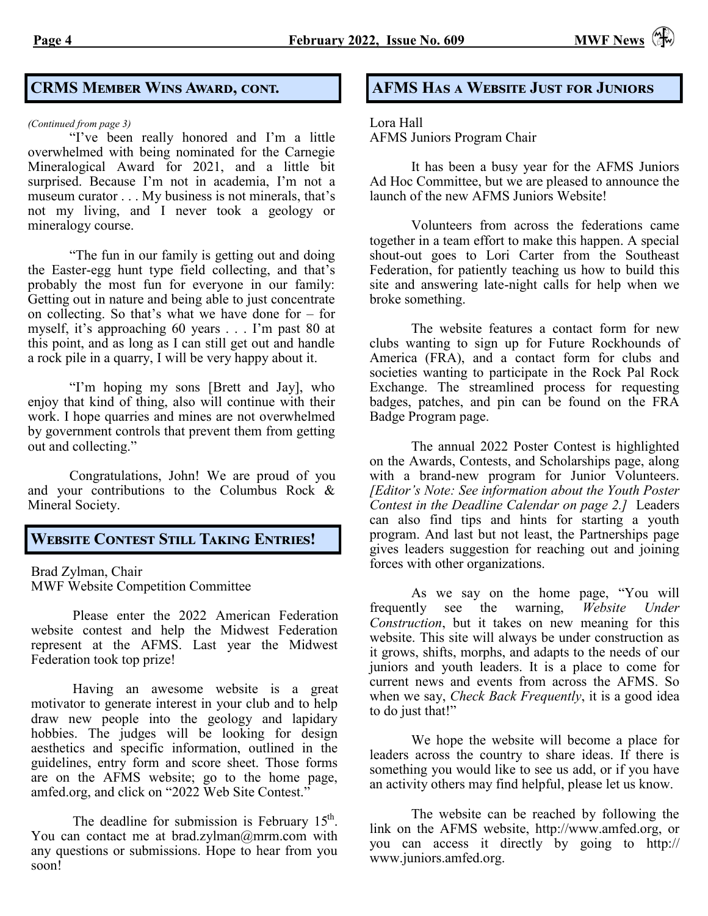## CRMS Member Wins Award, cont.

*(Continued from page 3)*

"I've been really honored and I'm a little overwhelmed with being nominated for the Carnegie Mineralogical Award for 2021, and a little bit surprised. Because I'm not in academia, I'm not a museum curator . . . My business is not minerals, that's not my living, and I never took a geology or mineralogy course.

"The fun in our family is getting out and doing the Easter-egg hunt type field collecting, and that's probably the most fun for everyone in our family: Getting out in nature and being able to just concentrate on collecting. So that's what we have done for – for myself, it's approaching 60 years . . . I'm past 80 at this point, and as long as I can still get out and handle a rock pile in a quarry, I will be very happy about it.

"I'm hoping my sons [Brett and Jay], who enjoy that kind of thing, also will continue with their work. I hope quarries and mines are not overwhelmed by government controls that prevent them from getting out and collecting."

Congratulations, John! We are proud of you and your contributions to the Columbus Rock & Mineral Society.

## Website Contest Still Taking Entries!

Brad Zylman, Chair
MWF Website Competition Committee

Please enter the 2022 American Federation website contest and help the Midwest Federation represent at the AFMS. Last year the Midwest Federation took top prize!

Having an awesome website is a great motivator to generate interest in your club and to help draw new people into the geology and lapidary hobbies. The judges will be looking for design aesthetics and specific information, outlined in the guidelines, entry form and score sheet. Those forms are on the AFMS website; go to the home page, amfed.org, and click on "2022 Web Site Contest."

The deadline for submission is February 15th. You can contact me at brad.zylman@mrm.com with any questions or submissions. Hope to hear from you soon!

## AFMS Has a Website Just for Juniors

Lora Hall
AFMS Juniors Program Chair

It has been a busy year for the AFMS Juniors Ad Hoc Committee, but we are pleased to announce the launch of the new AFMS Juniors Website!

Volunteers from across the federations came together in a team effort to make this happen. A special shout-out goes to Lori Carter from the Southeast Federation, for patiently teaching us how to build this site and answering late-night calls for help when we broke something.

The website features a contact form for new clubs wanting to sign up for Future Rockhounds of America (FRA), and a contact form for clubs and societies wanting to participate in the Rock Pal Rock Exchange. The streamlined process for requesting badges, patches, and pin can be found on the FRA Badge Program page.

The annual 2022 Poster Contest is highlighted on the Awards, Contests, and Scholarships page, along with a brand-new program for Junior Volunteers. *[Editor's Note: See information about the Youth Poster Contest in the Deadline Calendar on page 2.]* Leaders can also find tips and hints for starting a youth program. And last but not least, the Partnerships page gives leaders suggestion for reaching out and joining forces with other organizations.

As we say on the home page, "You will frequently see the warning, *Website Under Construction*, but it takes on new meaning for this website. This site will always be under construction as it grows, shifts, morphs, and adapts to the needs of our juniors and youth leaders. It is a place to come for current news and events from across the AFMS. So when we say, *Check Back Frequently*, it is a good idea to do just that!"

We hope the website will become a place for leaders across the country to share ideas. If there is something you would like to see us add, or if you have an activity others may find helpful, please let us know.

The website can be reached by following the link on the AFMS website, http://www.amfed.org, or you can access it directly by going to http://www.juniors.amfed.org.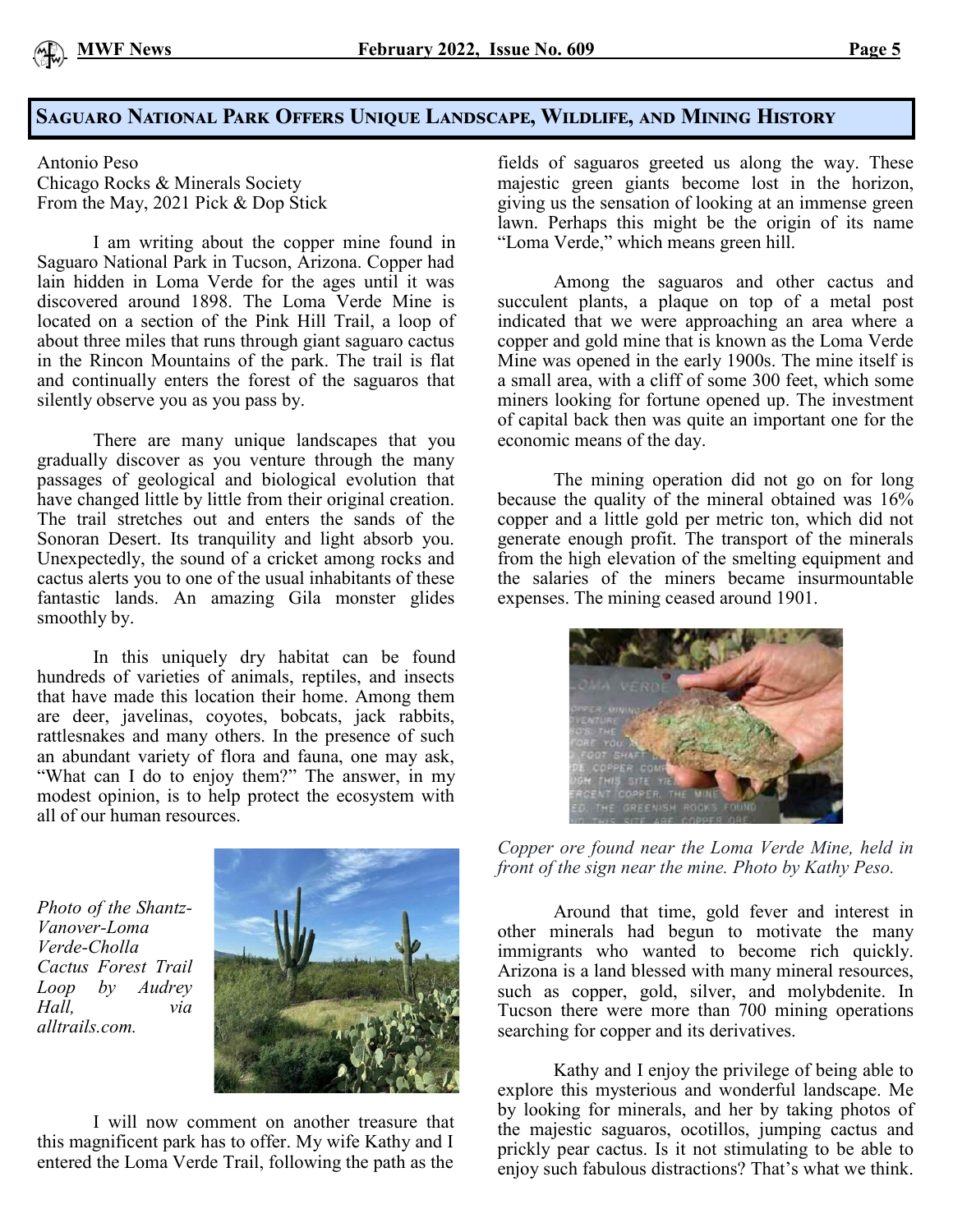## Saguaro National Park Offers Unique Landscape, Wildlife, and Mining History

Antonio Peso
Chicago Rocks & Minerals Society
From the May, 2021 Pick & Dop Stick

I am writing about the copper mine found in Saguaro National Park in Tucson, Arizona. Copper had lain hidden in Loma Verde for the ages until it was discovered around 1898. The Loma Verde Mine is located on a section of the Pink Hill Trail, a loop of about three miles that runs through giant saguaro cactus in the Rincon Mountains of the park. The trail is flat and continually enters the forest of the saguaros that silently observe you as you pass by.

There are many unique landscapes that you gradually discover as you venture through the many passages of geological and biological evolution that have changed little by little from their original creation. The trail stretches out and enters the sands of the Sonoran Desert. Its tranquility and light absorb you. Unexpectedly, the sound of a cricket among rocks and cactus alerts you to one of the usual inhabitants of these fantastic lands. An amazing Gila monster glides smoothly by.

In this uniquely dry habitat can be found hundreds of varieties of animals, reptiles, and insects that have made this location their home. Among them are deer, javelinas, coyotes, bobcats, jack rabbits, rattlesnakes and many others. In the presence of such an abundant variety of flora and fauna, one may ask, "What can I do to enjoy them?" The answer, in my modest opinion, is to help protect the ecosystem with all of our human resources.

*Photo of the Shantz-Vanover-Loma Verde-Cholla Cactus Forest Trail Loop by Audrey Hall, via alltrails.com.*

I will now comment on another treasure that this magnificent park has to offer. My wife Kathy and I entered the Loma Verde Trail, following the path as the fields of saguaros greeted us along the way. These majestic green giants become lost in the horizon, giving us the sensation of looking at an immense green lawn. Perhaps this might be the origin of its name "Loma Verde," which means green hill.

Among the saguaros and other cactus and succulent plants, a plaque on top of a metal post indicated that we were approaching an area where a copper and gold mine that is known as the Loma Verde Mine was opened in the early 1900s. The mine itself is a small area, with a cliff of some 300 feet, which some miners looking for fortune opened up. The investment of capital back then was quite an important one for the economic means of the day.

The mining operation did not go on for long because the quality of the mineral obtained was 16% copper and a little gold per metric ton, which did not generate enough profit. The transport of the minerals from the high elevation of the smelting equipment and the salaries of the miners became insurmountable expenses. The mining ceased around 1901.

*Copper ore found near the Loma Verde Mine, held in front of the sign near the mine. Photo by Kathy Peso.*

Around that time, gold fever and interest in other minerals had begun to motivate the many immigrants who wanted to become rich quickly. Arizona is a land blessed with many mineral resources, such as copper, gold, silver, and molybdenite. In Tucson there were more than 700 mining operations searching for copper and its derivatives.

Kathy and I enjoy the privilege of being able to explore this mysterious and wonderful landscape. Me by looking for minerals, and her by taking photos of the majestic saguaros, ocotillos, jumping cactus and prickly pear cactus. Is it not stimulating to be able to enjoy such fabulous distractions? That's what we think.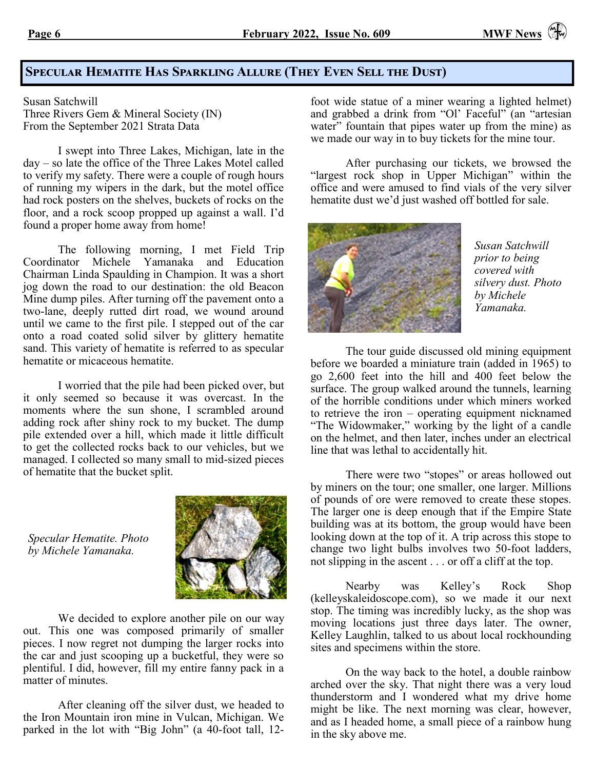## Specular Hematite Has Sparkling Allure (They Even Sell the Dust)

Susan Satchwill
Three Rivers Gem & Mineral Society (IN)
From the September 2021 Strata Data

I swept into Three Lakes, Michigan, late in the day – so late the office of the Three Lakes Motel called to verify my safety. There were a couple of rough hours of running my wipers in the dark, but the motel office had rock posters on the shelves, buckets of rocks on the floor, and a rock scoop propped up against a wall. I'd found a proper home away from home!

The following morning, I met Field Trip Coordinator Michele Yamanaka and Education Chairman Linda Spaulding in Champion. It was a short jog down the road to our destination: the old Beacon Mine dump piles. After turning off the pavement onto a two-lane, deeply rutted dirt road, we wound around until we came to the first pile. I stepped out of the car onto a road coated solid silver by glittery hematite sand. This variety of hematite is referred to as specular hematite or micaceous hematite.

I worried that the pile had been picked over, but it only seemed so because it was overcast. In the moments where the sun shone, I scrambled around adding rock after shiny rock to my bucket. The dump pile extended over a hill, which made it little difficult to get the collected rocks back to our vehicles, but we managed. I collected so many small to mid-sized pieces of hematite that the bucket split.

*Specular Hematite. Photo by Michele Yamanaka.*

We decided to explore another pile on our way out. This one was composed primarily of smaller pieces. I now regret not dumping the larger rocks into the car and just scooping up a bucketful, they were so plentiful. I did, however, fill my entire fanny pack in a matter of minutes.

After cleaning off the silver dust, we headed to the Iron Mountain iron mine in Vulcan, Michigan. We parked in the lot with "Big John" (a 40-foot tall, 12-foot wide statue of a miner wearing a lighted helmet) and grabbed a drink from "Ol' Faceful" (an "artesian water" fountain that pipes water up from the mine) as we made our way in to buy tickets for the mine tour.

After purchasing our tickets, we browsed the "largest rock shop in Upper Michigan" within the office and were amused to find vials of the very silver hematite dust we'd just washed off bottled for sale.

*Susan Satchwill prior to being covered with silvery dust. Photo by Michele Yamanaka.*

The tour guide discussed old mining equipment before we boarded a miniature train (added in 1965) to go 2,600 feet into the hill and 400 feet below the surface. The group walked around the tunnels, learning of the horrible conditions under which miners worked to retrieve the iron – operating equipment nicknamed "The Widowmaker," working by the light of a candle on the helmet, and then later, inches under an electrical line that was lethal to accidentally hit.

There were two "stopes" or areas hollowed out by miners on the tour; one smaller, one larger. Millions of pounds of ore were removed to create these stopes. The larger one is deep enough that if the Empire State building was at its bottom, the group would have been looking down at the top of it. A trip across this stope to change two light bulbs involves two 50-foot ladders, not slipping in the ascent . . . or off a cliff at the top.

Nearby was Kelley's Rock Shop (kelleyskaleidoscope.com), so we made it our next stop. The timing was incredibly lucky, as the shop was moving locations just three days later. The owner, Kelley Laughlin, talked to us about local rockhounding sites and specimens within the store.

On the way back to the hotel, a double rainbow arched over the sky. That night there was a very loud thunderstorm and I wondered what my drive home might be like. The next morning was clear, however, and as I headed home, a small piece of a rainbow hung in the sky above me.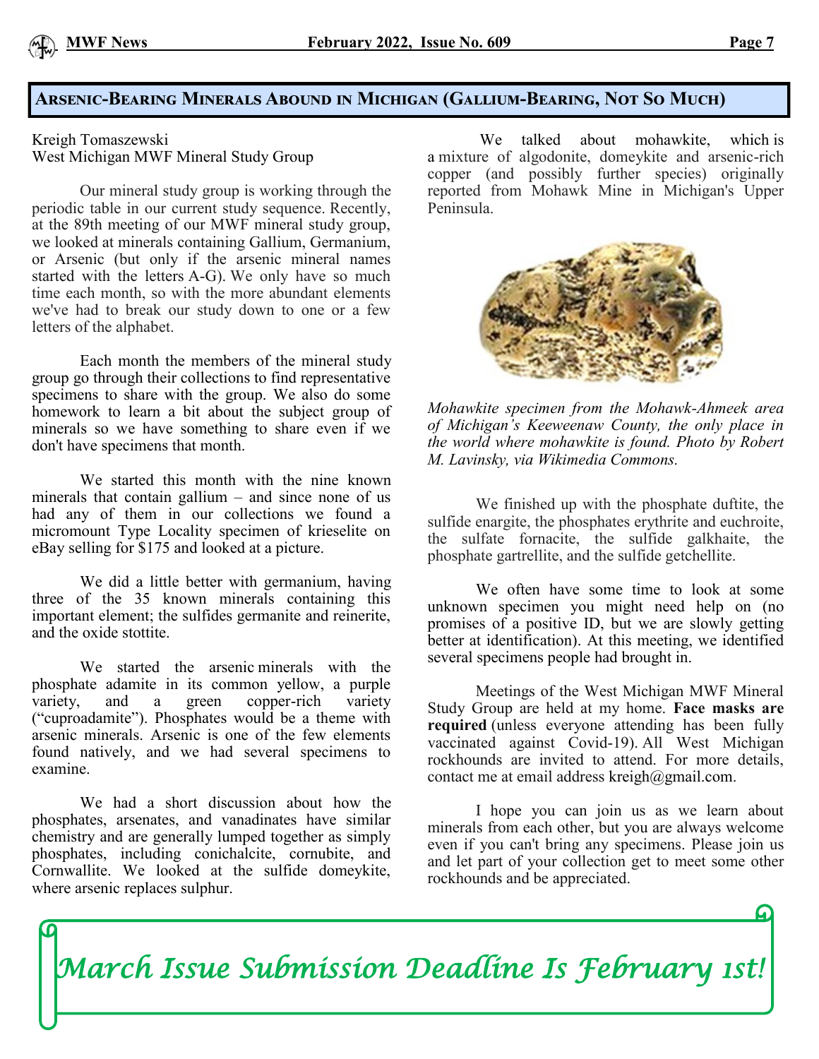## Arsenic-Bearing Minerals Abound in Michigan (Gallium-Bearing, Not So Much)

Kreigh Tomaszewski
West Michigan MWF Mineral Study Group

Our mineral study group is working through the periodic table in our current study sequence. Recently, at the 89th meeting of our MWF mineral study group, we looked at minerals containing Gallium, Germanium, or Arsenic (but only if the arsenic mineral names started with the letters A-G). We only have so much time each month, so with the more abundant elements we've had to break our study down to one or a few letters of the alphabet.

Each month the members of the mineral study group go through their collections to find representative specimens to share with the group. We also do some homework to learn a bit about the subject group of minerals so we have something to share even if we don't have specimens that month.

We started this month with the nine known minerals that contain gallium – and since none of us had any of them in our collections we found a micromount Type Locality specimen of krieselite on eBay selling for $175 and looked at a picture.

We did a little better with germanium, having three of the 35 known minerals containing this important element; the sulfides germanite and reinerite, and the oxide stottite.

We started the arsenic minerals with the phosphate adamite in its common yellow, a purple variety, and a green copper-rich variety ("cuproadamite"). Phosphates would be a theme with arsenic minerals. Arsenic is one of the few elements found natively, and we had several specimens to examine.

We had a short discussion about how the phosphates, arsenates, and vanadinates have similar chemistry and are generally lumped together as simply phosphates, including conichalcite, cornubite, and Cornwallite. We looked at the sulfide domeykite, where arsenic replaces sulphur.

We talked about mohawkite, which is a mixture of algodonite, domeykite and arsenic-rich copper (and possibly further species) originally reported from Mohawk Mine in Michigan's Upper Peninsula.

*Mohawkite specimen from the Mohawk-Ahmeek area of Michigan's Keeweenaw County, the only place in the world where mohawkite is found. Photo by Robert M. Lavinsky, via Wikimedia Commons.*

We finished up with the phosphate duftite, the sulfide enargite, the phosphates erythrite and euchroite, the sulfate fornacite, the sulfide galkhaite, the phosphate gartrellite, and the sulfide getchellite.

We often have some time to look at some unknown specimen you might need help on (no promises of a positive ID, but we are slowly getting better at identification). At this meeting, we identified several specimens people had brought in.

Meetings of the West Michigan MWF Mineral Study Group are held at my home. **Face masks are required** (unless everyone attending has been fully vaccinated against Covid-19). All West Michigan rockhounds are invited to attend. For more details, contact me at email address kreigh@gmail.com.

I hope you can join us as we learn about minerals from each other, but you are always welcome even if you can't bring any specimens. Please join us and let part of your collection get to meet some other rockhounds and be appreciated.

*March Issue Submission Deadline Is February 1st!*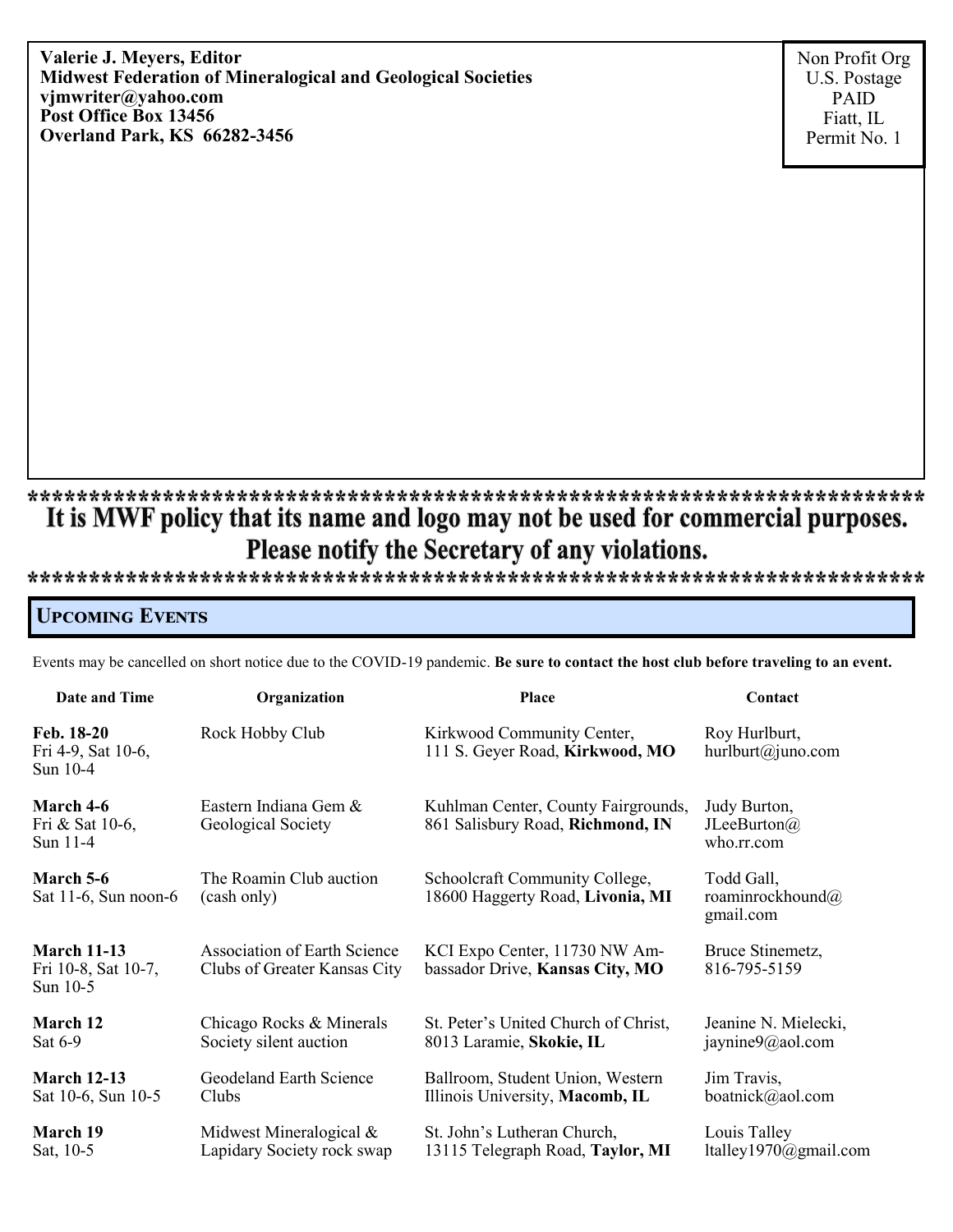**Valerie J. Meyers, Editor**
**Midwest Federation of Mineralogical and Geological Societies**
**vjmwriter@yahoo.com**
**Post Office Box 13456**
**Overland Park, KS  66282-3456**

Non Profit Org
U.S. Postage
PAID
Fiatt, IL
Permit No. 1

****************************************************************************

**It is MWF policy that its name and logo may not be used for commercial purposes.**
**Please notify the Secretary of any violations.**

****************************************************************************

## Upcoming Events

Events may be cancelled on short notice due to the COVID-19 pandemic. **Be sure to contact the host club before traveling to an event.**

| Date and Time | Organization | Place | Contact |
|---|---|---|---|
| **Feb. 18-20** Fri 4-9, Sat 10-6, Sun 10-4 | Rock Hobby Club | Kirkwood Community Center, 111 S. Geyer Road, **Kirkwood, MO** | Roy Hurlburt, hurlburt@juno.com |
| **March 4-6** Fri & Sat 10-6, Sun 11-4 | Eastern Indiana Gem & Geological Society | Kuhlman Center, County Fairgrounds, 861 Salisbury Road, **Richmond, IN** | Judy Burton, JLeeBurton@who.rr.com |
| **March 5-6** Sat 11-6, Sun noon-6 | The Roamin Club auction (cash only) | Schoolcraft Community College, 18600 Haggerty Road, **Livonia, MI** | Todd Gall, roaminrockhound@gmail.com |
| **March 11-13** Fri 10-8, Sat 10-7, Sun 10-5 | Association of Earth Science Clubs of Greater Kansas City | KCI Expo Center, 11730 NW Ambassador Drive, **Kansas City, MO** | Bruce Stinemetz, 816-795-5159 |
| **March 12** Sat 6-9 | Chicago Rocks & Minerals Society silent auction | St. Peter's United Church of Christ, 8013 Laramie, **Skokie, IL** | Jeanine N. Mielecki, jaynine9@aol.com |
| **March 12-13** Sat 10-6, Sun 10-5 | Geodeland Earth Science Clubs | Ballroom, Student Union, Western Illinois University, **Macomb, IL** | Jim Travis, boatnick@aol.com |
| **March 19** Sat, 10-5 | Midwest Mineralogical & Lapidary Society rock swap | St. John's Lutheran Church, 13115 Telegraph Road, **Taylor, MI** | Louis Talley ltalley1970@gmail.com |